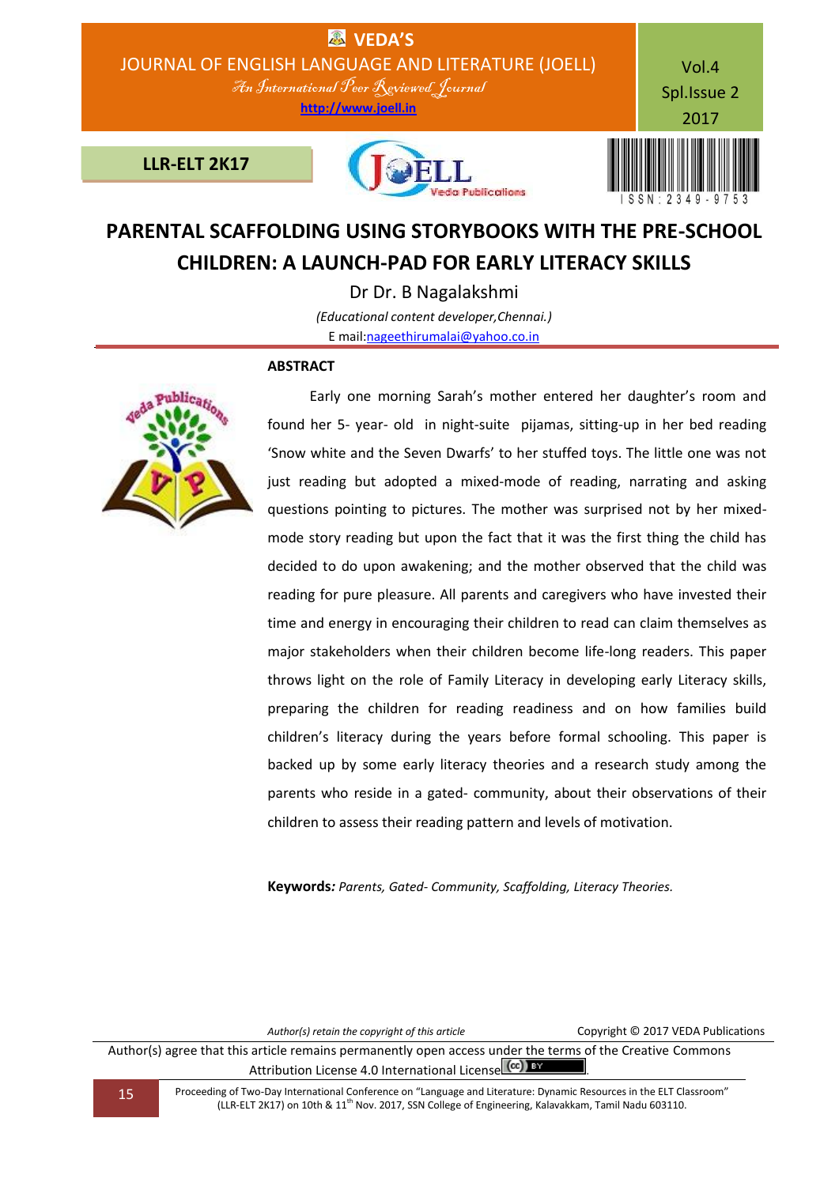# PARENTAL SCAFFOLDING USING STORYBOOKS WITH THE PRE-SCHOOL CHILDREN: A LAUNCH-PAD FOR EARLY LITERACY SKILLS

Dr Dr. B Nagalakshmi

*(Educational content developer,Chennai.)*

E mail:nageethirumalai@yahoo.co.in

## ABSTRACT

Early one morning Sarah's mother entered her daughter's room and found her 5- year- old in night-suite pijamas, sitting-up in her bed reading 'Snow white and the Seven Dwarfs' to her stuffed toys. The little one was not just reading but adopted a mixed-mode of reading, narrating and asking questions pointing to pictures. The mother was surprised not by her mixed-mode story reading but upon the fact that it was the first thing the child has decided to do upon awakening; and the mother observed that the child was reading for pure pleasure. All parents and caregivers who have invested their time and energy in encouraging their children to read can claim themselves as major stakeholders when their children become life-long readers. This paper throws light on the role of Family Literacy in developing early Literacy skills, preparing the children for reading readiness and on how families build children's literacy during the years before formal schooling. This paper is backed up by some early literacy theories and a research study among the parents who reside in a gated- community, about their observations of their children to assess their reading pattern and levels of motivation.

**Keywords***: Parents, Gated- Community, Scaffolding, Literacy Theories.*

*Author(s) retain the copyright of this article* Copyright © 2017 VEDA Publications

Author(s) agree that this article remains permanently open access under the terms of the Creative Commons Attribution License 4.0 International License.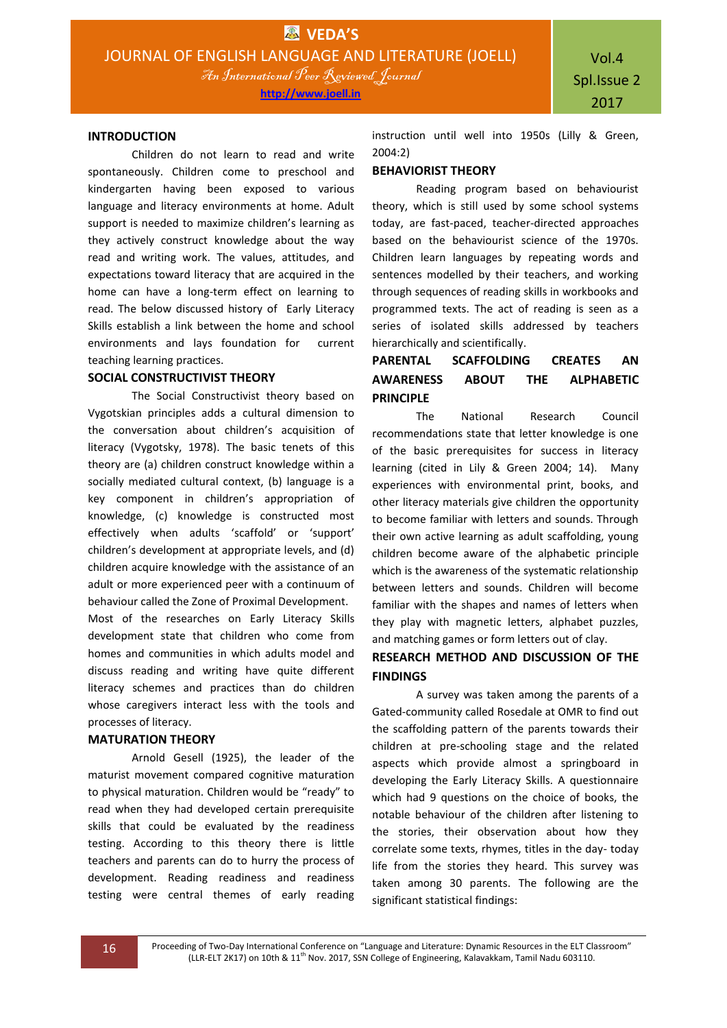## INTRODUCTION

Children do not learn to read and write spontaneously. Children come to preschool and kindergarten having been exposed to various language and literacy environments at home. Adult support is needed to maximize children's learning as they actively construct knowledge about the way read and writing work. The values, attitudes, and expectations toward literacy that are acquired in the home can have a long-term effect on learning to read. The below discussed history of Early Literacy Skills establish a link between the home and school environments and lays foundation for current teaching learning practices.

## SOCIAL CONSTRUCTIVIST THEORY

The Social Constructivist theory based on Vygotskian principles adds a cultural dimension to the conversation about children's acquisition of literacy (Vygotsky, 1978). The basic tenets of this theory are (a) children construct knowledge within a socially mediated cultural context, (b) language is a key component in children's appropriation of knowledge, (c) knowledge is constructed most effectively when adults 'scaffold' or 'support' children's development at appropriate levels, and (d) children acquire knowledge with the assistance of an adult or more experienced peer with a continuum of behaviour called the Zone of Proximal Development.

Most of the researches on Early Literacy Skills development state that children who come from homes and communities in which adults model and discuss reading and writing have quite different literacy schemes and practices than do children whose caregivers interact less with the tools and processes of literacy.

## MATURATION THEORY

Arnold Gesell (1925), the leader of the maturist movement compared cognitive maturation to physical maturation. Children would be "ready" to read when they had developed certain prerequisite skills that could be evaluated by the readiness testing. According to this theory there is little teachers and parents can do to hurry the process of development. Reading readiness and readiness testing were central themes of early reading instruction until well into 1950s (Lilly & Green, 2004:2)

## BEHAVIORIST THEORY

Reading program based on behaviourist theory, which is still used by some school systems today, are fast-paced, teacher-directed approaches based on the behaviourist science of the 1970s. Children learn languages by repeating words and sentences modelled by their teachers, and working through sequences of reading skills in workbooks and programmed texts. The act of reading is seen as a series of isolated skills addressed by teachers hierarchically and scientifically.

## PARENTAL SCAFFOLDING CREATES AN AWARENESS ABOUT THE ALPHABETIC PRINCIPLE

The National Research Council recommendations state that letter knowledge is one of the basic prerequisites for success in literacy learning (cited in Lily & Green 2004; 14). Many experiences with environmental print, books, and other literacy materials give children the opportunity to become familiar with letters and sounds. Through their own active learning as adult scaffolding, young children become aware of the alphabetic principle which is the awareness of the systematic relationship between letters and sounds. Children will become familiar with the shapes and names of letters when they play with magnetic letters, alphabet puzzles, and matching games or form letters out of clay.

## RESEARCH METHOD AND DISCUSSION OF THE FINDINGS

A survey was taken among the parents of a Gated-community called Rosedale at OMR to find out the scaffolding pattern of the parents towards their children at pre-schooling stage and the related aspects which provide almost a springboard in developing the Early Literacy Skills. A questionnaire which had 9 questions on the choice of books, the notable behaviour of the children after listening to the stories, their observation about how they correlate some texts, rhymes, titles in the day- today life from the stories they heard. This survey was taken among 30 parents. The following are the significant statistical findings: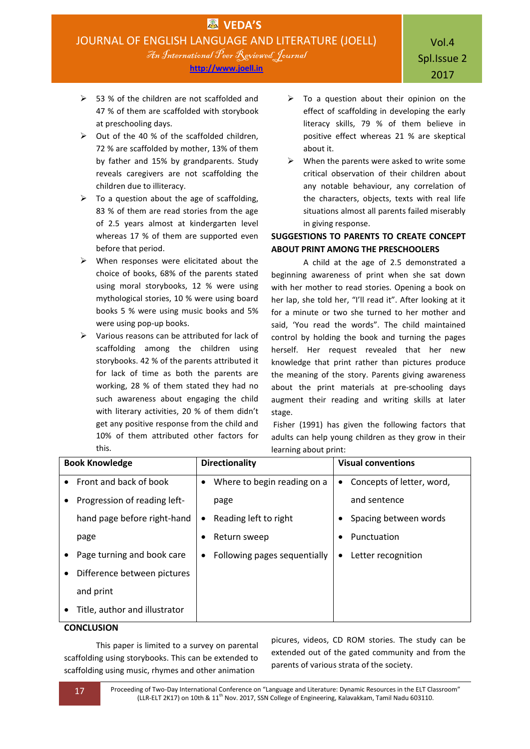- 53 % of the children are not scaffolded and 47 % of them are scaffolded with storybook at preschooling days.
- Out of the 40 % of the scaffolded children, 72 % are scaffolded by mother, 13% of them by father and 15% by grandparents. Study reveals caregivers are not scaffolding the children due to illiteracy.
- To a question about the age of scaffolding, 83 % of them are read stories from the age of 2.5 years almost at kindergarten level whereas 17 % of them are supported even before that period.
- When responses were elicitated about the choice of books, 68% of the parents stated using moral storybooks, 12 % were using mythological stories, 10 % were using board books 5 % were using music books and 5% were using pop-up books.
- Various reasons can be attributed for lack of scaffolding among the children using storybooks. 42 % of the parents attributed it for lack of time as both the parents are working, 28 % of them stated they had no such awareness about engaging the child with literary activities, 20 % of them didn't get any positive response from the child and 10% of them attributed other factors for this.
- To a question about their opinion on the effect of scaffolding in developing the early literacy skills, 79 % of them believe in positive effect whereas 21 % are skeptical about it.
- When the parents were asked to write some critical observation of their children about any notable behaviour, any correlation of the characters, objects, texts with real life situations almost all parents failed miserably in giving response.

## SUGGESTIONS TO PARENTS TO CREATE CONCEPT ABOUT PRINT AMONG THE PRESCHOOLERS

A child at the age of 2.5 demonstrated a beginning awareness of print when she sat down with her mother to read stories. Opening a book on her lap, she told her, "I'll read it". After looking at it for a minute or two she turned to her mother and said, 'You read the words". The child maintained control by holding the book and turning the pages herself. Her request revealed that her new knowledge that print rather than pictures produce the meaning of the story. Parents giving awareness about the print materials at pre-schooling days augment their reading and writing skills at later stage.

Fisher (1991) has given the following factors that adults can help young children as they grow in their learning about print:

| Book Knowledge | Directionality | Visual conventions |
|---|---|---|
| • Front and back of book<br>• Progression of reading left-hand page before right-hand page<br>• Page turning and book care<br>• Difference between pictures and print<br>• Title, author and illustrator | • Where to begin reading on a page<br>• Reading left to right<br>• Return sweep<br>• Following pages sequentially | • Concepts of letter, word, and sentence<br>• Spacing between words<br>• Punctuation<br>• Letter recognition |

## CONCLUSION

This paper is limited to a survey on parental scaffolding using storybooks. This can be extended to scaffolding using music, rhymes and other animation picures, videos, CD ROM stories. The study can be extended out of the gated community and from the parents of various strata of the society.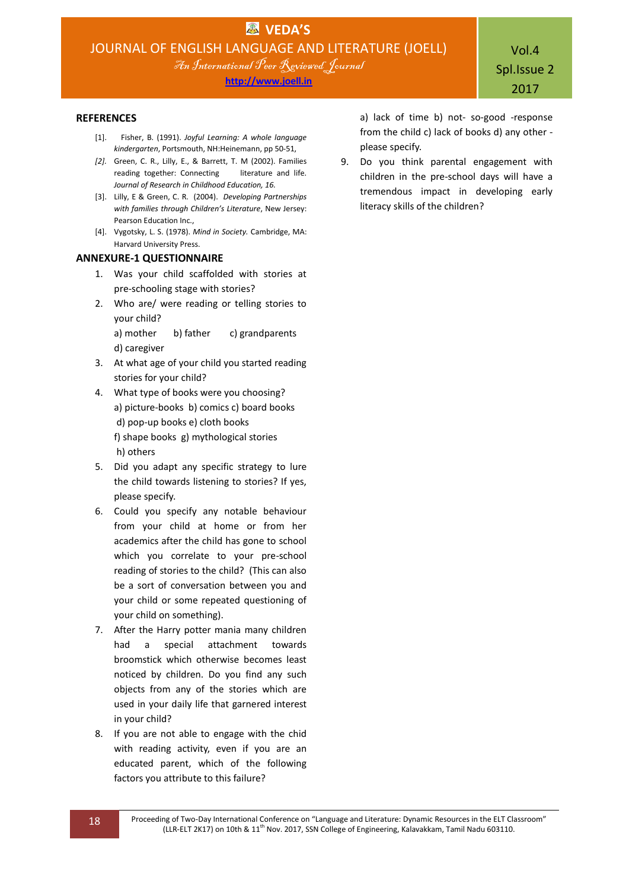## REFERENCES

[1]. Fisher, B. (1991). *Joyful Learning: A whole language kindergarten*, Portsmouth, NH:Heinemann, pp 50-51,

*[2].* Green, C. R., Lilly, E., & Barrett, T. M (2002). Families reading together: Connecting literature and life. *Journal of Research in Childhood Education, 16.*

[3]. Lilly, E & Green, C. R. (2004). *Developing Partnerships with families through Children's Literature*, New Jersey: Pearson Education Inc.,

[4]. Vygotsky, L. S. (1978). *Mind in Society.* Cambridge, MA: Harvard University Press.

## ANNEXURE-1 QUESTIONNAIRE

1. Was your child scaffolded with stories at pre-schooling stage with stories?
2. Who are/ were reading or telling stories to your child?
   a) mother b) father c) grandparents
   d) caregiver
3. At what age of your child you started reading stories for your child?
4. What type of books were you choosing?
   a) picture-books b) comics c) board books
   d) pop-up books e) cloth books
   f) shape books g) mythological stories
   h) others
5. Did you adapt any specific strategy to lure the child towards listening to stories? If yes, please specify.
6. Could you specify any notable behaviour from your child at home or from her academics after the child has gone to school which you correlate to your pre-school reading of stories to the child? (This can also be a sort of conversation between you and your child or some repeated questioning of your child on something).
7. After the Harry potter mania many children had a special attachment towards broomstick which otherwise becomes least noticed by children. Do you find any such objects from any of the stories which are used in your daily life that garnered interest in your child?
8. If you are not able to engage with the chid with reading activity, even if you are an educated parent, which of the following factors you attribute to this failure?
   a) lack of time b) not- so-good -response from the child c) lack of books d) any other - please specify.
9. Do you think parental engagement with children in the pre-school days will have a tremendous impact in developing early literacy skills of the children?